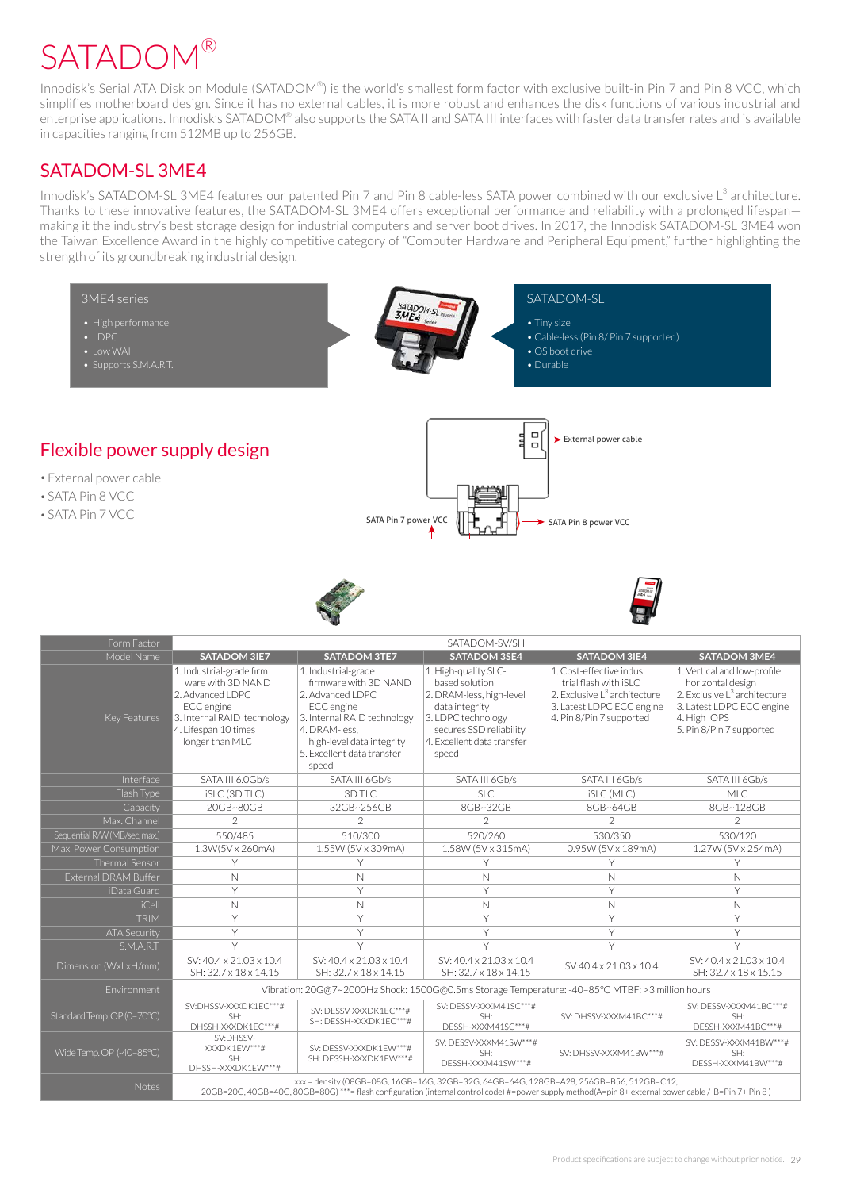# SATADOM®

Innodisk's Serial ATA Disk on Module (SATADOM®) is the world's smallest form factor with exclusive built-in Pin 7 and Pin 8 VCC, which simplifies motherboard design. Since it has no external cables, it is more robust and enhances the disk functions of various industrial and enterprise applications. Innodisk's SATADOM® also supports the SATA II and SATA III interfaces with faster data transfer rates and is available in capacities ranging from 512MB up to 256GB.

## SATADOM-SL 3ME4

Innodisk's SATADOM-SL 3ME4 features our patented Pin 7 and Pin 8 cable-less SATA power combined with our exclusive L³ architecture. Thanks to these innovative features, the SATADOM-SL 3ME4 offers exceptional performance and reliability with a prolonged lifespan—making it the industry's best storage design for industrial computers and server boot drives. In 2017, the Innodisk SATADOM-SL 3ME4 won the Taiwan Excellence Award in the highly competitive category of "Computer Hardware and Peripheral Equipment," further highlighting the strength of its groundbreaking industrial design.

**3ME4 series**

- High performance
- LDPC
- Low WAI
- Supports S.M.A.R.T.

**SATADOM-SL**

- Tiny size
- Cable-less (Pin 8/ Pin 7 supported)
- OS boot drive
- Durable

## Flexible power supply design

- External power cable
- SATA Pin 8 VCC
- SATA Pin 7 VCC

External power cable

SATA Pin 7 power VCC

SATA Pin 8 power VCC

| Form Factor | SATADOM-SV/SH | | | | |
|---|---|---|---|---|---|
| Model Name | **SATADOM 3IE7** | **SATADOM 3TE7** | **SATADOM 3SE4** | **SATADOM 3IE4** | **SATADOM 3ME4** |
| Key Features | 1. Industrial-grade firm ware with 3D NAND<br>2. Advanced LDPC ECC engine<br>3. Internal RAID technology<br>4. Lifespan 10 times longer than MLC | 1. Industrial-grade firmware with 3D NAND<br>2. Advanced LDPC ECC engine<br>3. Internal RAID technology<br>4. DRAM-less, high-level data integrity<br>5. Excellent data transfer speed | 1. High-quality SLC-based solution<br>2. DRAM-less, high-level data integrity<br>3. LDPC technology secures SSD reliability<br>4. Excellent data transfer speed | 1. Cost-effective indus trial flash with iSLC<br>2. Exclusive L³ architecture<br>3. Latest LDPC ECC engine<br>4. Pin 8/Pin 7 supported | 1. Vertical and low-profile horizontal design<br>2. Exclusive L³ architecture<br>3. Latest LDPC ECC engine<br>4. High IOPS<br>5. Pin 8/Pin 7 supported |
| Interface | SATA III 6.0Gb/s | SATA III 6Gb/s | SATA III 6Gb/s | SATA III 6Gb/s | SATA III 6Gb/s |
| Flash Type | iSLC (3D TLC) | 3D TLC | SLC | iSLC (MLC) | MLC |
| Capacity | 20GB~80GB | 32GB~256GB | 8GB~32GB | 8GB~64GB | 8GB~128GB |
| Max. Channel | 2 | 2 | 2 | 2 | 2 |
| Sequential R/W (MB/sec, max.) | 550/485 | 510/300 | 520/260 | 530/350 | 530/120 |
| Max. Power Consumption | 1.3W(5V x 260mA) | 1.55W (5V x 309mA) | 1.58W (5V x 315mA) | 0.95W (5V x 189mA) | 1.27W (5V x 254mA) |
| Thermal Sensor | Y | Y | Y | Y | Y |
| External DRAM Buffer | N | N | N | N | N |
| iData Guard | Y | Y | Y | Y | Y |
| iCell | N | N | N | N | N |
| TRIM | Y | Y | Y | Y | Y |
| ATA Security | Y | Y | Y | Y | Y |
| S.M.A.R.T. | Y | Y | Y | Y | Y |
| Dimension (WxLxH/mm) | SV: 40.4 x 21.03 x 10.4<br>SH: 32.7 x 18 x 14.15 | SV: 40.4 x 21.03 x 10.4<br>SH: 32.7 x 18 x 14.15 | SV: 40.4 x 21.03 x 10.4<br>SH: 32.7 x 18 x 14.15 | SV:40.4 x 21.03 x 10.4 | SV: 40.4 x 21.03 x 10.4<br>SH: 32.7 x 18 x 15.15 |
| Environment | Vibration: 20G@7~2000Hz Shock: 1500G@0.5ms Storage Temperature: -40~85°C MTBF: >3 million hours | | | | |
| Standard Temp. OP (0~70°C) | SV:DHSSV-XXXDK1EC***#<br>SH:<br>DHSSH-XXXDK1EC***# | SV: DESSV-XXXDK1EC***#<br>SH: DESSH-XXXDK1EC***# | SV: DESSV-XXXM41SC***#<br>SH:<br>DESSH-XXXM41SC***# | SV: DHSSV-XXXM41BC***# | SV: DESSV-XXXM41BC***#<br>SH:<br>DESSH-XXXM41BC***# |
| Wide Temp. OP (-40~85°C) | SV:DHSSV-XXXDK1EW***#<br>SH:<br>DHSSH-XXXDK1EW***# | SV: DESSV-XXXDK1EW***#<br>SH: DESSH-XXXDK1EW***# | SV: DESSV-XXXM41SW***#<br>SH:<br>DESSH-XXXM41SW***# | SV: DHSSV-XXXM41BW***# | SV: DESSV-XXXM41BW***#<br>SH:<br>DESSH-XXXM41BW***# |
| Notes | xxx = density (08GB=08G, 16GB=16G, 32GB=32G, 64GB=64G, 128GB=A28, 256GB=B56, 512GB=C12, 20GB=20G, 40GB=40G, 80GB=80G) ***= flash configuration (internal control code) #=power supply method(A=pin 8+ external power cable / B=Pin 7+ Pin 8 ) | | | | |

Product specifications are subject to change without prior notice.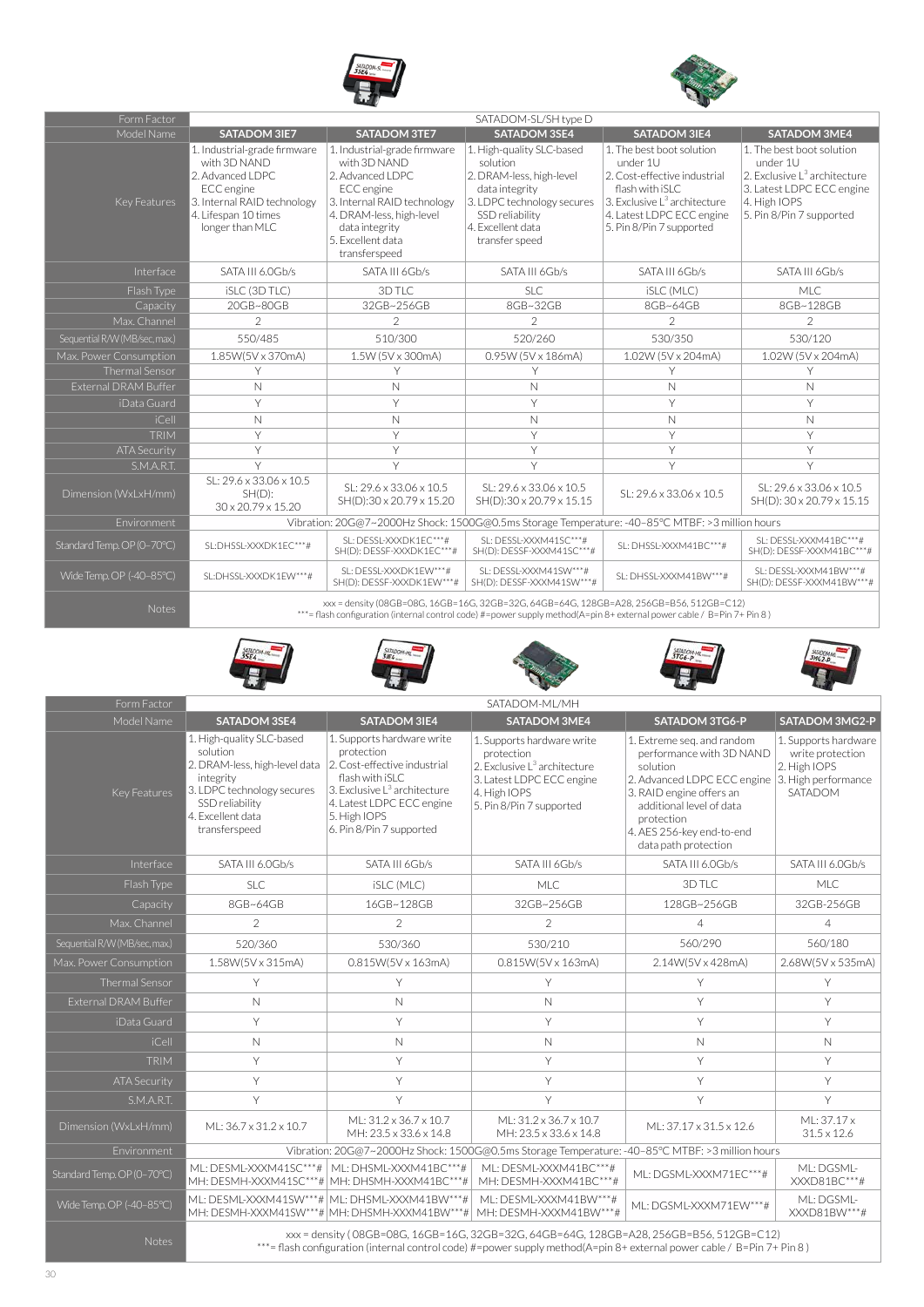| Form Factor | SATADOM-SL/SH type D | | | | |
|---|---|---|---|---|---|
| Model Name | SATADOM 3IE7 | SATADOM 3TE7 | SATADOM 3SE4 | SATADOM 3IE4 | SATADOM 3ME4 |
| Key Features | 1. Industrial-grade firmware with 3D NAND<br>2. Advanced LDPC ECC engine<br>3. Internal RAID technology<br>4. Lifespan 10 times longer than MLC | 1. Industrial-grade firmware with 3D NAND<br>2. Advanced LDPC ECC engine<br>3. Internal RAID technology<br>4. DRAM-less, high-level data integrity<br>5. Excellent data transferspeed | 1. High-quality SLC-based solution<br>2. DRAM-less, high-level data integrity<br>3. LDPC technology secures SSD reliability<br>4. Excellent data transfer speed | 1. The best boot solution under 1U<br>2. Cost-effective industrial flash with iSLC<br>3. Exclusive L[3] architecture<br>4. Latest LDPC ECC engine<br>5. Pin 8/Pin 7 supported | 1. The best boot solution under 1U<br>2. Exclusive L[3] architecture<br>3. Latest LDPC ECC engine<br>4. High IOPS<br>5. Pin 8/Pin 7 supported |
| Interface | SATA III 6.0Gb/s | SATA III 6Gb/s | SATA III 6Gb/s | SATA III 6Gb/s | SATA III 6Gb/s |
| Flash Type | iSLC (3D TLC) | 3D TLC | SLC | iSLC (MLC) | MLC |
| Capacity | 20GB~80GB | 32GB~256GB | 8GB~32GB | 8GB~64GB | 8GB~128GB |
| Max. Channel | 2 | 2 | 2 | 2 | 2 |
| Sequential R/W (MB/sec, max.) | 550/485 | 510/300 | 520/260 | 530/350 | 530/120 |
| Max. Power Consumption | 1.85W(5V x 370mA) | 1.5W (5V x 300mA) | 0.95W (5V x 186mA) | 1.02W (5V x 204mA) | 1.02W (5V x 204mA) |
| Thermal Sensor | Y | Y | Y | Y | Y |
| External DRAM Buffer | N | N | N | N | N |
| iData Guard | Y | Y | Y | Y | Y |
| iCell | N | N | N | N | N |
| TRIM | Y | Y | Y | Y | Y |
| ATA Security | Y | Y | Y | Y | Y |
| S.M.A.R.T. | Y | Y | Y | Y | Y |
| Dimension (WxLxH/mm) | SL: 29.6 x 33.06 x 10.5<br>SH(D):<br>30 x 20.79 x 15.20 | SL: 29.6 x 33.06 x 10.5<br>SH(D):30 x 20.79 x 15.20 | SL: 29.6 x 33.06 x 10.5<br>SH(D):30 x 20.79 x 15.15 | SL: 29.6 x 33.06 x 10.5 | SL: 29.6 x 33.06 x 10.5<br>SH(D): 30 x 20.79 x 15.15 |
| Environment | Vibration: 20G@7~2000Hz Shock: 1500G@0.5ms Storage Temperature: -40~85°C MTBF: >3 million hours | | | | |
| Standard Temp. OP (0~70°C) | SL:DHSSL-XXXDK1EC***# | SL: DESSL-XXXDK1EC***#<br>SH(D): DESSF-XXXDK1EC***# | SL: DESSL-XXXM41SC***#<br>SH(D): DESSF-XXXM41SC***# | SL: DHSSL-XXXM41BC***# | SL: DESSL-XXXM41BC***#<br>SH(D): DESSF-XXXM41BC***# |
| Wide Temp. OP (-40~85°C) | SL:DHSSL-XXXDK1EW***# | SL: DESSL-XXXDK1EW***#<br>SH(D): DESSF-XXXDK1EW***# | SL: DESSL-XXXM41SW***#<br>SH(D): DESSF-XXXM41SW***# | SL: DHSSL-XXXM41BW***# | SL: DESSL-XXXM41BW***#<br>SH(D): DESSF-XXXM41BW***# |
| Notes | xxx = density (08GB=08G, 16GB=16G, 32GB=32G, 64GB=64G, 128GB=A28, 256GB=B56, 512GB=C12)<br>***= flash configuration (internal control code) #=power supply method(A=pin 8+ external power cable / B=Pin 7+ Pin 8 ) | | | | |

| Form Factor | SATADOM-ML/MH | | | | |
|---|---|---|---|---|---|
| Model Name | SATADOM 3SE4 | SATADOM 3IE4 | SATADOM 3ME4 | SATADOM 3TG6-P | SATADOM 3MG2-P |
| Key Features | 1. High-quality SLC-based solution<br>2. DRAM-less, high-level data integrity<br>3. LDPC technology secures SSD reliability<br>4. Excellent data transferspeed | 1. Supports hardware write protection<br>2. Cost-effective industrial flash with iSLC<br>3. Exclusive L[3] architecture<br>4. Latest LDPC ECC engine<br>5. High IOPS<br>6. Pin 8/Pin 7 supported | 1. Supports hardware write protection<br>2. Exclusive L[3] architecture<br>3. Latest LDPC ECC engine<br>4. High IOPS<br>5. Pin 8/Pin 7 supported | 1. Extreme seq. and random performance with 3D NAND solution<br>2. Advanced LDPC ECC engine<br>3. RAID engine offers an additional level of data protection<br>4. AES 256-key end-to-end data path protection | 1. Supports hardware write protection<br>2. High IOPS<br>3. High performance SATADOM |
| Interface | SATA III 6.0Gb/s | SATA III 6Gb/s | SATA III 6Gb/s | SATA III 6.0Gb/s | SATA III 6.0Gb/s |
| Flash Type | SLC | iSLC (MLC) | MLC | 3D TLC | MLC |
| Capacity | 8GB~64GB | 16GB~128GB | 32GB~256GB | 128GB~256GB | 32GB-256GB |
| Max. Channel | 2 | 2 | 2 | 4 | 4 |
| Sequential R/W (MB/sec, max.) | 520/360 | 530/360 | 530/210 | 560/290 | 560/180 |
| Max. Power Consumption | 1.58W(5V x 315mA) | 0.815W(5V x 163mA) | 0.815W(5V x 163mA) | 2.14W(5V x 428mA) | 2.68W(5V x 535mA) |
| Thermal Sensor | Y | Y | Y | Y | Y |
| External DRAM Buffer | N | N | N | Y | Y |
| iData Guard | Y | Y | Y | Y | Y |
| iCell | N | N | N | N | N |
| TRIM | Y | Y | Y | Y | Y |
| ATA Security | Y | Y | Y | Y | Y |
| S.M.A.R.T. | Y | Y | Y | Y | Y |
| Dimension (WxLxH/mm) | ML: 36.7 x 31.2 x 10.7 | ML: 31.2 x 36.7 x 10.7<br>MH: 23.5 x 33.6 x 14.8 | ML: 31.2 x 36.7 x 10.7<br>MH: 23.5 x 33.6 x 14.8 | ML: 37.17 x 31.5 x 12.6 | ML: 37.17 x 31.5 x 12.6 |
| Environment | Vibration: 20G@7~2000Hz Shock: 1500G@0.5ms Storage Temperature: -40~85°C MTBF: >3 million hours | | | | |
| Standard Temp. OP (0~70°C) | ML: DESML-XXXM41SC***#<br>MH: DESMH-XXXM41SC***# | ML: DHSML-XXXM41BC***#<br>MH: DHSMH-XXXM41BC***# | ML: DESML-XXXM41BC***#<br>MH: DESMH-XXXM41BC***# | ML: DGSML-XXXM71EC***# | ML: DGSML-XXXD81BC***# |
| Wide Temp. OP (-40~85°C) | ML: DESML-XXXM41SW***#<br>MH: DESMH-XXXM41SW***# | ML: DHSML-XXXM41BW***#<br>MH: DHSMH-XXXM41BW***# | ML: DESML-XXXM41BW***#<br>MH: DESMH-XXXM41BW***# | ML: DGSML-XXXM71EW***# | ML: DGSML-XXXD81BW***# |
| Notes | xxx = density ( 08GB=08G, 16GB=16G, 32GB=32G, 64GB=64G, 128GB=A28, 256GB=B56, 512GB=C12)<br>***= flash configuration (internal control code) #=power supply method(A=pin 8+ external power cable / B=Pin 7+ Pin 8 ) | | | | |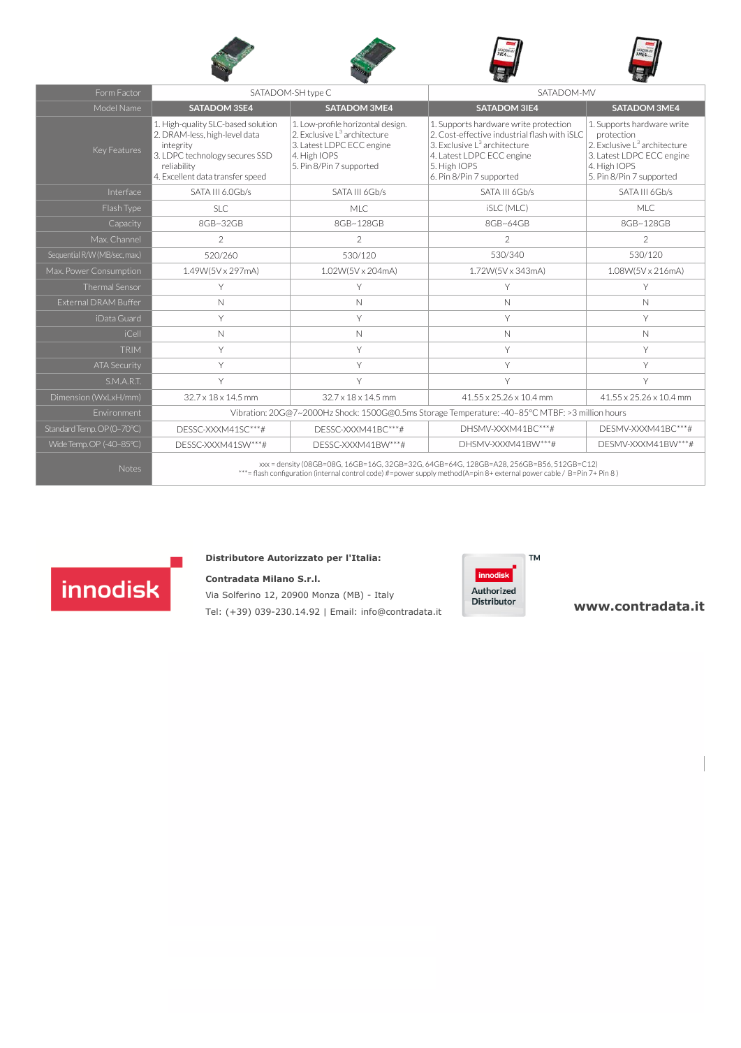| Form Factor | SATADOM-SH type C | | SATADOM-MV | |
|---|---|---|---|---|
| Model Name | SATADOM 3SE4 | SATADOM 3ME4 | SATADOM 3IE4 | SATADOM 3ME4 |
| Key Features | 1. High-quality SLC-based solution<br>2. DRAM-less, high-level data integrity<br>3. LDPC technology secures SSD reliability<br>4. Excellent data transfer speed | 1. Low-profile horizontal design.<br>2. Exclusive $L^3$ architecture<br>3. Latest LDPC ECC engine<br>4. High IOPS<br>5. Pin 8/Pin 7 supported | 1. Supports hardware write protection<br>2. Cost-effective industrial flash with iSLC<br>3. Exclusive $L^3$ architecture<br>4. Latest LDPC ECC engine<br>5. High IOPS<br>6. Pin 8/Pin 7 supported | 1. Supports hardware write protection<br>2. Exclusive $L^3$ architecture<br>3. Latest LDPC ECC engine<br>4. High IOPS<br>5. Pin 8/Pin 7 supported |
| Interface | SATA III 6.0Gb/s | SATA III 6Gb/s | SATA III 6Gb/s | SATA III 6Gb/s |
| Flash Type | SLC | MLC | iSLC (MLC) | MLC |
| Capacity | 8GB~32GB | 8GB~128GB | 8GB~64GB | 8GB~128GB |
| Max. Channel | 2 | 2 | 2 | 2 |
| Sequential R/W (MB/sec, max.) | 520/260 | 530/120 | 530/340 | 530/120 |
| Max. Power Consumption | 1.49W(5V x 297mA) | 1.02W(5V x 204mA) | 1.72W(5V x 343mA) | 1.08W(5V x 216mA) |
| Thermal Sensor | Y | Y | Y | Y |
| External DRAM Buffer | N | N | N | N |
| iData Guard | Y | Y | Y | Y |
| iCell | N | N | N | N |
| TRIM | Y | Y | Y | Y |
| ATA Security | Y | Y | Y | Y |
| S.M.A.R.T. | Y | Y | Y | Y |
| Dimension (WxLxH/mm) | 32.7 x 18 x 14.5 mm | 32.7 x 18 x 14.5 mm | 41.55 x 25.26 x 10.4 mm | 41.55 x 25.26 x 10.4 mm |
| Environment | Vibration: 20G@7~2000Hz Shock: 1500G@0.5ms Storage Temperature: -40~85°C MTBF: >3 million hours | | | |
| Standard Temp. OP (0~70°C) | DESSC-XXXM41SC***# | DESSC-XXXM41BC***# | DHSMV-XXXM41BC***# | DESMV-XXXM41BC***# |
| Wide Temp. OP (-40~85°C) | DESSC-XXXM41SW***# | DESSC-XXXM41BW***# | DHSMV-XXXM41BW***# | DESMV-XXXM41BW***# |
| Notes | xxx = density (08GB=08G, 16GB=16G, 32GB=32G, 64GB=64G, 128GB=A28, 256GB=B56, 512GB=C12)<br>***= flash configuration (internal control code) #=power supply method(A=pin 8+ external power cable / B=Pin 7+ Pin 8 ) | | | |

innodisk

**Distributore Autorizzato per l'Italia:**

**Contradata Milano S.r.l.**

Via Solferino 12, 20900 Monza (MB) - Italy

Tel: (+39) 039-230.14.92 | Email: info@contradata.it

innodisk Authorized Distributor ™

**www.contradata.it**